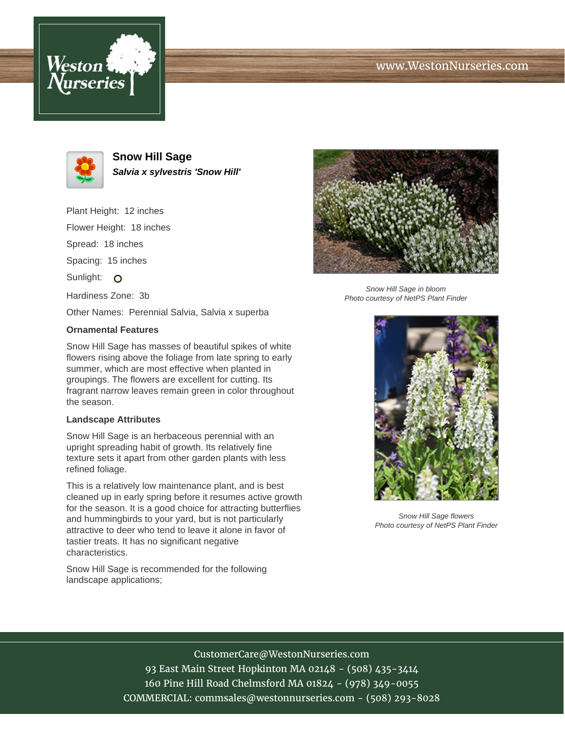# Snow Hill Sage

***Salvia x sylvestris 'Snow Hill'***

Plant Height: 12 inches

Flower Height: 18 inches

Spread: 18 inches

Spacing: 15 inches

Sunlight: O

Hardiness Zone: 3b

Other Names: Perennial Salvia, Salvia x superba

### Ornamental Features

Snow Hill Sage has masses of beautiful spikes of white flowers rising above the foliage from late spring to early summer, which are most effective when planted in groupings. The flowers are excellent for cutting. Its fragrant narrow leaves remain green in color throughout the season.

### Landscape Attributes

Snow Hill Sage is an herbaceous perennial with an upright spreading habit of growth. Its relatively fine texture sets it apart from other garden plants with less refined foliage.

This is a relatively low maintenance plant, and is best cleaned up in early spring before it resumes active growth for the season. It is a good choice for attracting butterflies and hummingbirds to your yard, but is not particularly attractive to deer who tend to leave it alone in favor of tastier treats. It has no significant negative characteristics.

Snow Hill Sage is recommended for the following landscape applications;

*Snow Hill Sage in bloom*
*Photo courtesy of NetPS Plant Finder*

*Snow Hill Sage flowers*
*Photo courtesy of NetPS Plant Finder*

CustomerCare@WestonNurseries.com
93 East Main Street Hopkinton MA 02148 - (508) 435-3414
160 Pine Hill Road Chelmsford MA 01824 - (978) 349-0055
COMMERCIAL: commsales@westonnurseries.com - (508) 293-8028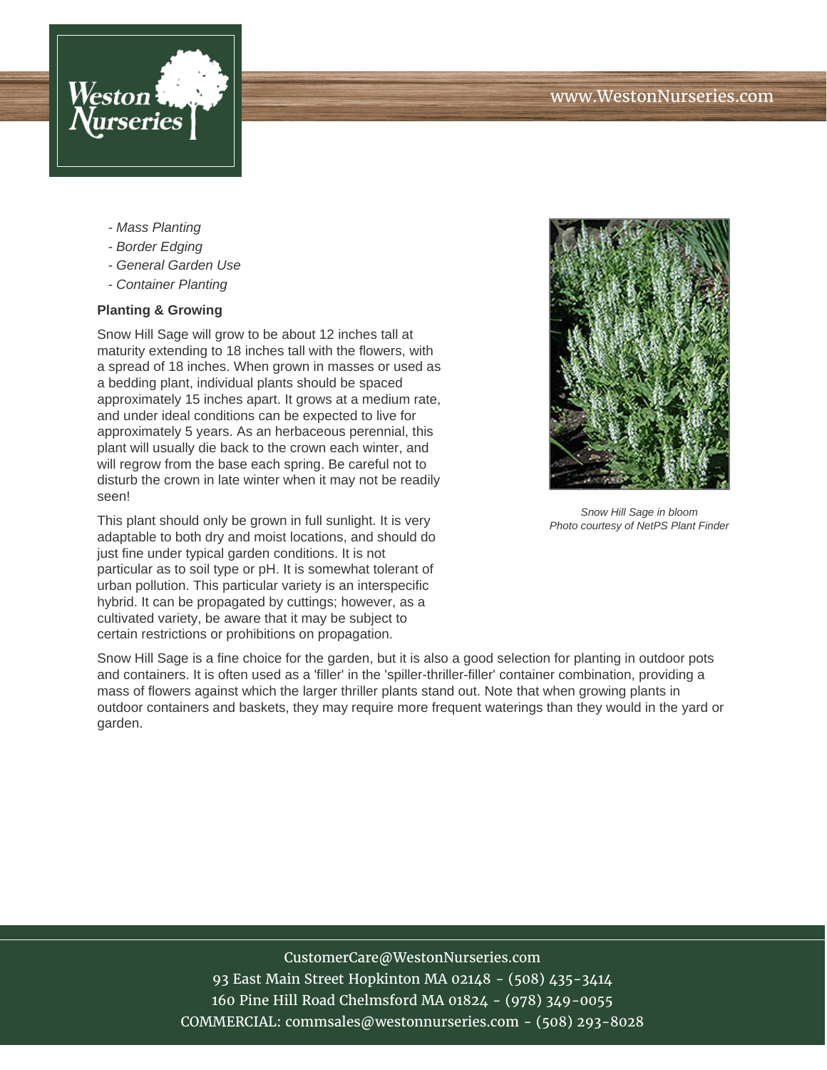- *Mass Planting*
- *Border Edging*
- *General Garden Use*
- *Container Planting*

**Planting & Growing**

Snow Hill Sage will grow to be about 12 inches tall at maturity extending to 18 inches tall with the flowers, with a spread of 18 inches. When grown in masses or used as a bedding plant, individual plants should be spaced approximately 15 inches apart. It grows at a medium rate, and under ideal conditions can be expected to live for approximately 5 years. As an herbaceous perennial, this plant will usually die back to the crown each winter, and will regrow from the base each spring. Be careful not to disturb the crown in late winter when it may not be readily seen!

This plant should only be grown in full sunlight. It is very adaptable to both dry and moist locations, and should do just fine under typical garden conditions. It is not particular as to soil type or pH. It is somewhat tolerant of urban pollution. This particular variety is an interspecific hybrid. It can be propagated by cuttings; however, as a cultivated variety, be aware that it may be subject to certain restrictions or prohibitions on propagation.

*Snow Hill Sage in bloom*
*Photo courtesy of NetPS Plant Finder*

Snow Hill Sage is a fine choice for the garden, but it is also a good selection for planting in outdoor pots and containers. It is often used as a 'filler' in the 'spiller-thriller-filler' container combination, providing a mass of flowers against which the larger thriller plants stand out. Note that when growing plants in outdoor containers and baskets, they may require more frequent waterings than they would in the yard or garden.